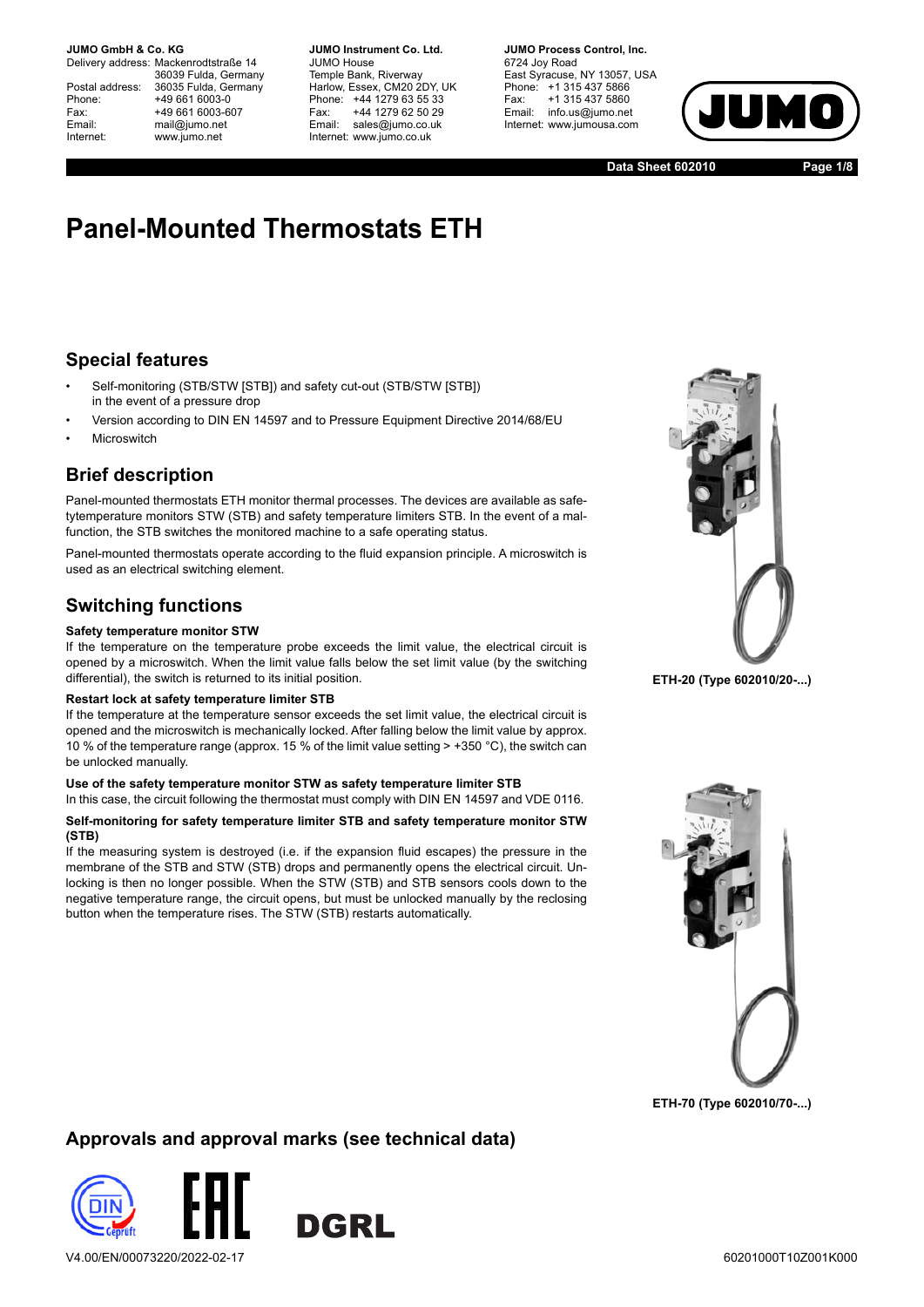**JUMO GmbH & Co. KG**
Delivery address: Mackenrodtstraße 14
36039 Fulda, Germany
Postal address: 36035 Fulda, Germany
Phone: +49 661 6003-0
Fax: +49 661 6003-607
Email: mail@jumo.net
Internet: www.jumo.net

**JUMO Instrument Co. Ltd.**
JUMO House
Temple Bank, Riverway
Harlow, Essex, CM20 2DY, UK
Phone: +44 1279 63 55 33
Fax: +44 1279 62 50 29
Email: sales@jumo.co.uk
Internet: www.jumo.co.uk

**JUMO Process Control, Inc.**
6724 Joy Road
East Syracuse, NY 13057, USA
Phone: +1 315 437 5866
Fax: +1 315 437 5860
Email: info.us@jumo.net
Internet: www.jumousa.com

**Data Sheet 602010**

# Panel-Mounted Thermostats ETH

## Special features

- Self-monitoring (STB/STW [STB]) and safety cut-out (STB/STW [STB]) in the event of a pressure drop
- Version according to DIN EN 14597 and to Pressure Equipment Directive 2014/68/EU
- Microswitch

## Brief description

Panel-mounted thermostats ETH monitor thermal processes. The devices are available as safetytemperature monitors STW (STB) and safety temperature limiters STB. In the event of a malfunction, the STB switches the monitored machine to a safe operating status.

Panel-mounted thermostats operate according to the fluid expansion principle. A microswitch is used as an electrical switching element.

## Switching functions

**Safety temperature monitor STW**
If the temperature on the temperature probe exceeds the limit value, the electrical circuit is opened by a microswitch. When the limit value falls below the set limit value (by the switching differential), the switch is returned to its initial position.

**Restart lock at safety temperature limiter STB**
If the temperature at the temperature sensor exceeds the set limit value, the electrical circuit is opened and the microswitch is mechanically locked. After falling below the limit value by approx. 10 % of the temperature range (approx. 15 % of the limit value setting > +350 °C), the switch can be unlocked manually.

**Use of the safety temperature monitor STW as safety temperature limiter STB**
In this case, the circuit following the thermostat must comply with DIN EN 14597 and VDE 0116.

**Self-monitoring for safety temperature limiter STB and safety temperature monitor STW (STB)**
If the measuring system is destroyed (i.e. if the expansion fluid escapes) the pressure in the membrane of the STB and STW (STB) drops and permanently opens the electrical circuit. Unlocking is then no longer possible. When the STW (STB) and STB sensors cools down to the negative temperature range, the circuit opens, but must be unlocked manually by the reclosing button when the temperature rises. The STW (STB) restarts automatically.

ETH-20 (Type 602010/20-...)

ETH-70 (Type 602010/70-...)

## Approvals and approval marks (see technical data)

V4.00/EN/00073220/2022-02-17

60201000T10Z001K000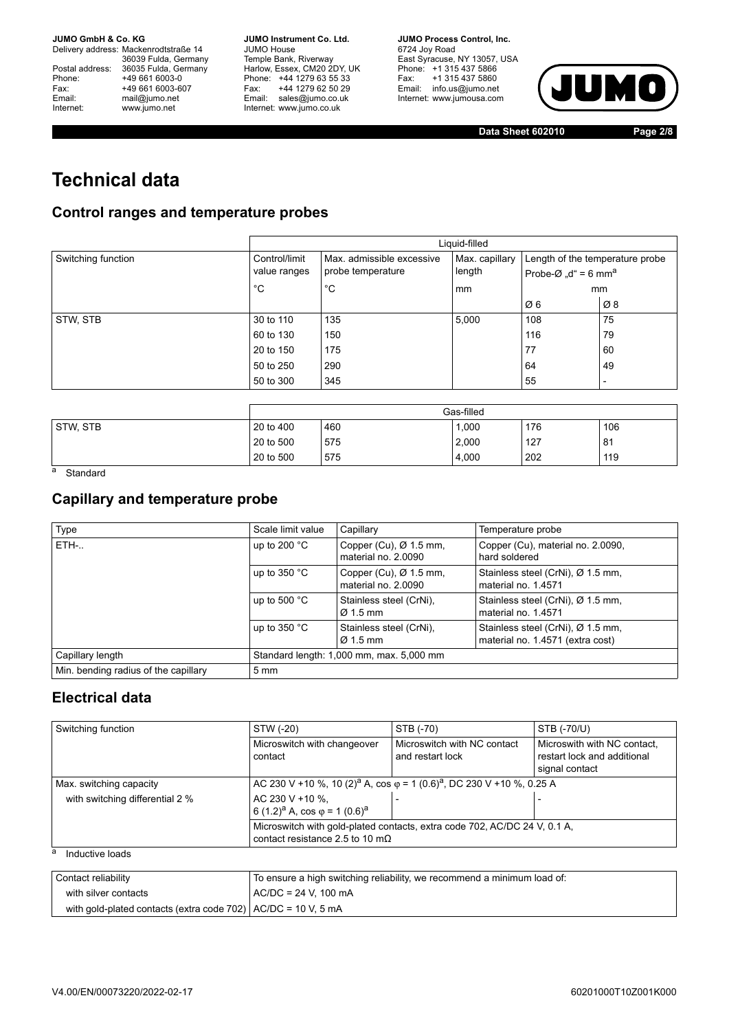# Technical data

## Control ranges and temperature probes

| Switching function | Liquid-filled | | | | |
|---|---|---|---|---|---|
| | Control/limit value ranges | Max. admissible excessive probe temperature | Max. capillary length | Length of the temperature probe Probe-Ø „d“ = 6 mm[a] | |
| | °C | °C | mm | mm | |
| | | | | Ø 6 | Ø 8 |
| STW, STB | 30 to 110 | 135 | 5,000 | 108 | 75 |
| | 60 to 130 | 150 | | 116 | 79 |
| | 20 to 150 | 175 | | 77 | 60 |
| | 50 to 250 | 290 | | 64 | 49 |
| | 50 to 300 | 345 | | 55 | - |

| | Gas-filled | | | | |
|---|---|---|---|---|---|
| STW, STB | 20 to 400 | 460 | 1,000 | 176 | 106 |
| | 20 to 500 | 575 | 2,000 | 127 | 81 |
| | 20 to 500 | 575 | 4,000 | 202 | 119 |

[a] Standard

## Capillary and temperature probe

| Type | Scale limit value | Capillary | Temperature probe |
|---|---|---|---|
| ETH-.. | up to 200 °C | Copper (Cu), Ø 1.5 mm, material no. 2.0090 | Copper (Cu), material no. 2.0090, hard soldered |
| | up to 350 °C | Copper (Cu), Ø 1.5 mm, material no. 2.0090 | Stainless steel (CrNi), Ø 1.5 mm, material no. 1.4571 |
| | up to 500 °C | Stainless steel (CrNi), Ø 1.5 mm | Stainless steel (CrNi), Ø 1.5 mm, material no. 1.4571 |
| | up to 350 °C | Stainless steel (CrNi), Ø 1.5 mm | Stainless steel (CrNi), Ø 1.5 mm, material no. 1.4571 (extra cost) |
| Capillary length | Standard length: 1,000 mm, max. 5,000 mm | | |
| Min. bending radius of the capillary | 5 mm | | |

## Electrical data

| Switching function | STW (-20) | STB (-70) | STB (-70/U) |
|---|---|---|---|
| | Microswitch with changeover contact | Microswitch with NC contact and restart lock | Microswitch with NC contact, restart lock and additional signal contact |
| Max. switching capacity | AC 230 V +10 %, 10 (2)[a] A, cos φ = 1 (0.6)[a], DC 230 V +10 %, 0.25 A | | |
| with switching differential 2 % | AC 230 V +10 %, 6 (1.2)[a] A, cos φ = 1 (0.6)[a] | - | - |
| | Microswitch with gold-plated contacts, extra code 702, AC/DC 24 V, 0.1 A, contact resistance 2.5 to 10 mΩ | | |

[a] Inductive loads

| Contact reliability | To ensure a high switching reliability, we recommend a minimum load of: |
|---|---|
| with silver contacts | AC/DC = 24 V, 100 mA |
| with gold-plated contacts (extra code 702) | AC/DC = 10 V, 5 mA |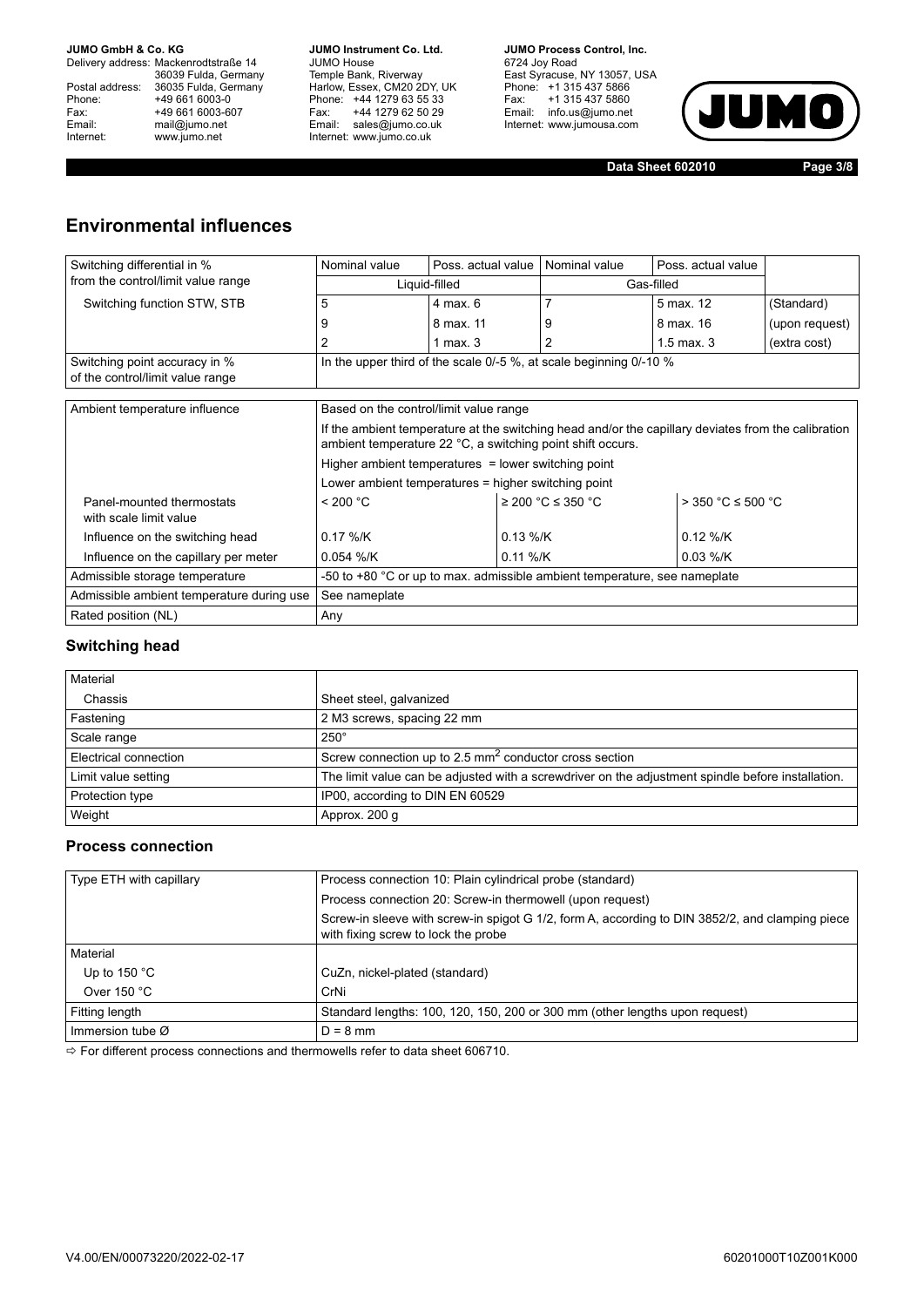## Environmental influences

| Switching differential in % from the control/limit value range | Nominal value | Poss. actual value | Nominal value | Poss. actual value | |
|---|---|---|---|---|---|
| | Liquid-filled | | Gas-filled | | |
| Switching function STW, STB | 5 | 4 max. 6 | 7 | 5 max. 12 | (Standard) |
| | 9 | 8 max. 11 | 9 | 8 max. 16 | (upon request) |
| | 2 | 1 max. 3 | 2 | 1.5 max. 3 | (extra cost) |
| Switching point accuracy in % of the control/limit value range | In the upper third of the scale 0/-5 %, at scale beginning 0/-10 % | | | | |

| Ambient temperature influence | Based on the control/limit value range | | |
|---|---|---|---|
| | If the ambient temperature at the switching head and/or the capillary deviates from the calibration ambient temperature 22 °C, a switching point shift occurs. | | |
| | Higher ambient temperatures = lower switching point | | |
| | Lower ambient temperatures = higher switching point | | |
| Panel-mounted thermostats with scale limit value | < 200 °C | ≥ 200 °C ≤ 350 °C | > 350 °C ≤ 500 °C |
| Influence on the switching head | 0.17 %/K | 0.13 %/K | 0.12 %/K |
| Influence on the capillary per meter | 0.054 %/K | 0.11 %/K | 0.03 %/K |
| Admissible storage temperature | -50 to +80 °C or up to max. admissible ambient temperature, see nameplate | | |
| Admissible ambient temperature during use | See nameplate | | |
| Rated position (NL) | Any | | |

### Switching head

| Material | |
|---|---|
| Chassis | Sheet steel, galvanized |
| Fastening | 2 M3 screws, spacing 22 mm |
| Scale range | 250° |
| Electrical connection | Screw connection up to 2.5 $mm^2$ conductor cross section |
| Limit value setting | The limit value can be adjusted with a screwdriver on the adjustment spindle before installation. |
| Protection type | IP00, according to DIN EN 60529 |
| Weight | Approx. 200 g |

### Process connection

| Type ETH with capillary | Process connection 10: Plain cylindrical probe (standard) |
|---|---|
| | Process connection 20: Screw-in thermowell (upon request) |
| | Screw-in sleeve with screw-in spigot G 1/2, form A, according to DIN 3852/2, and clamping piece with fixing screw to lock the probe |
| Material | |
| Up to 150 °C | CuZn, nickel-plated (standard) |
| Over 150 °C | CrNi |
| Fitting length | Standard lengths: 100, 120, 150, 200 or 300 mm (other lengths upon request) |
| Immersion tube Ø | D = 8 mm |

⇨ For different process connections and thermowells refer to data sheet 606710.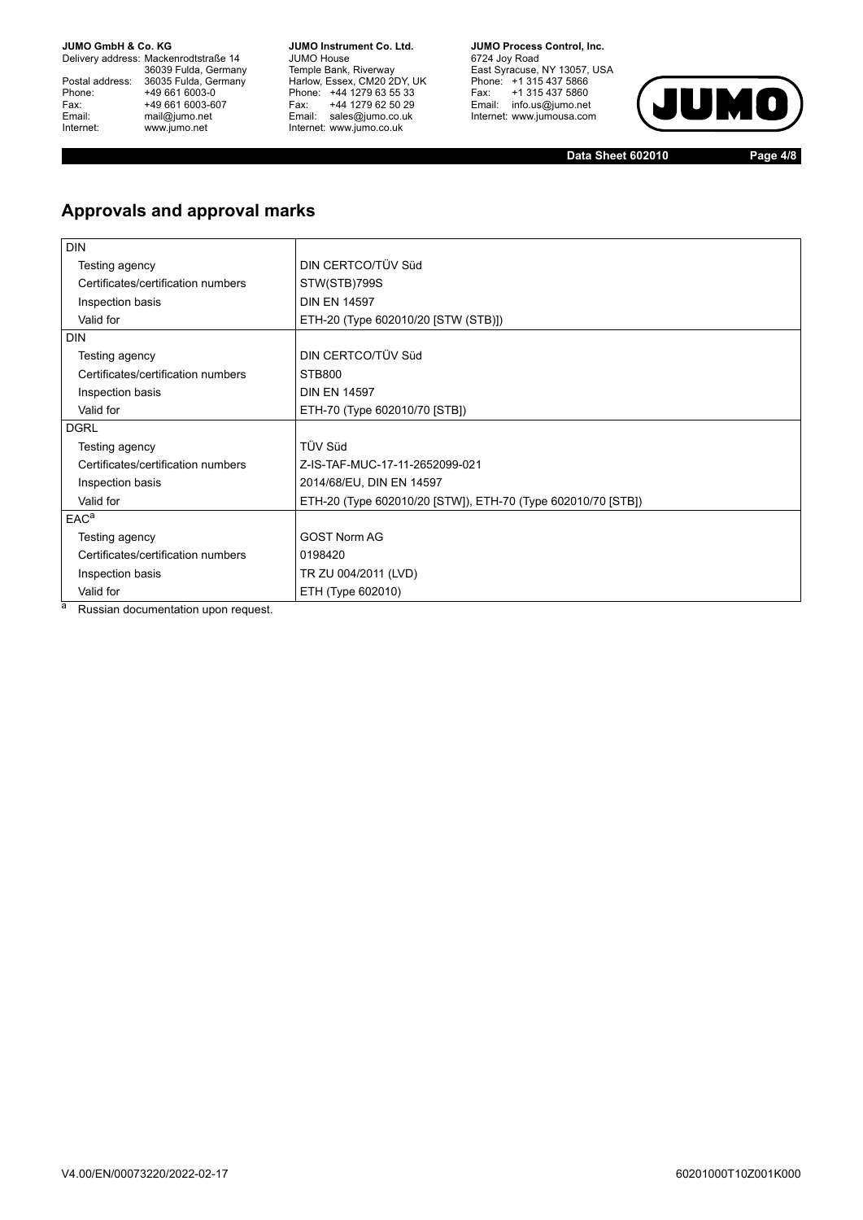## Approvals and approval marks

| DIN | |
|---|---|
| Testing agency | DIN CERTCO/TÜV Süd |
| Certificates/certification numbers | STW(STB)799S |
| Inspection basis | DIN EN 14597 |
| Valid for | ETH-20 (Type 602010/20 [STW (STB)]) |
| **DIN** | |
| Testing agency | DIN CERTCO/TÜV Süd |
| Certificates/certification numbers | STB800 |
| Inspection basis | DIN EN 14597 |
| Valid for | ETH-70 (Type 602010/70 [STB]) |
| **DGRL** | |
| Testing agency | TÜV Süd |
| Certificates/certification numbers | Z-IS-TAF-MUC-17-11-2652099-021 |
| Inspection basis | 2014/68/EU, DIN EN 14597 |
| Valid for | ETH-20 (Type 602010/20 [STW]), ETH-70 (Type 602010/70 [STB]) |
| **EAC[a]** | |
| Testing agency | GOST Norm AG |
| Certificates/certification numbers | 0198420 |
| Inspection basis | TR ZU 004/2011 (LVD) |
| Valid for | ETH (Type 602010) |

[a] Russian documentation upon request.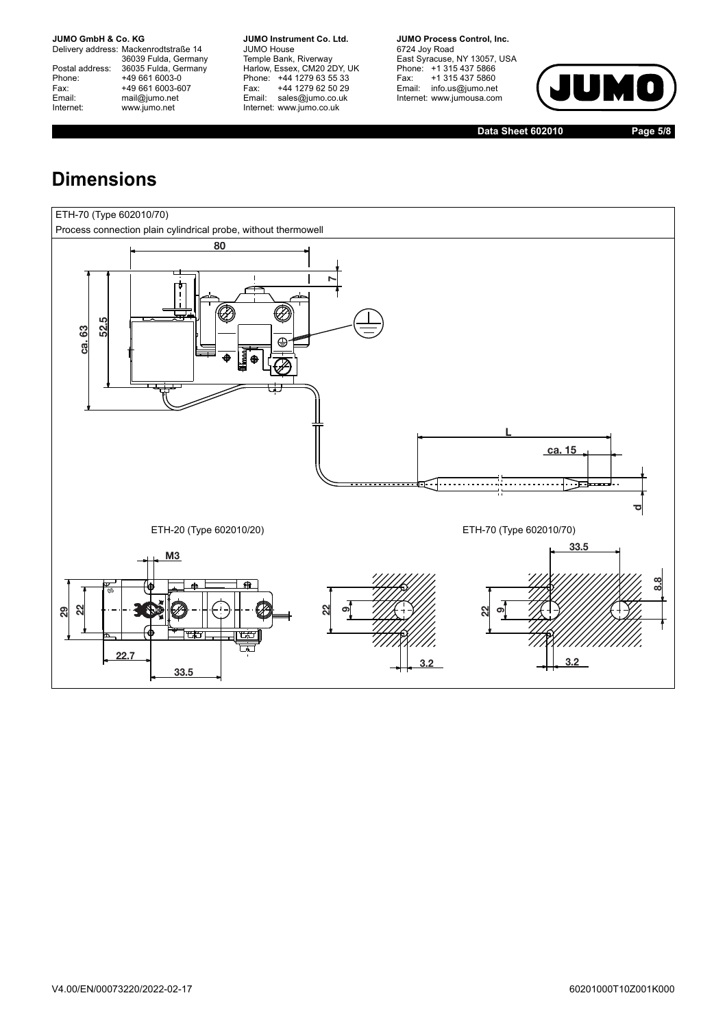# Dimensions

ETH-70 (Type 602010/70)

Process connection plain cylindrical probe, without thermowell

80

7

ca. 63

52.5

L

ca. 15

d

ETH-20 (Type 602010/20)

ETH-70 (Type 602010/70)

M3

29

22

22.7

33.5

22

9

3.2

33.5

8.8

22

9

3.2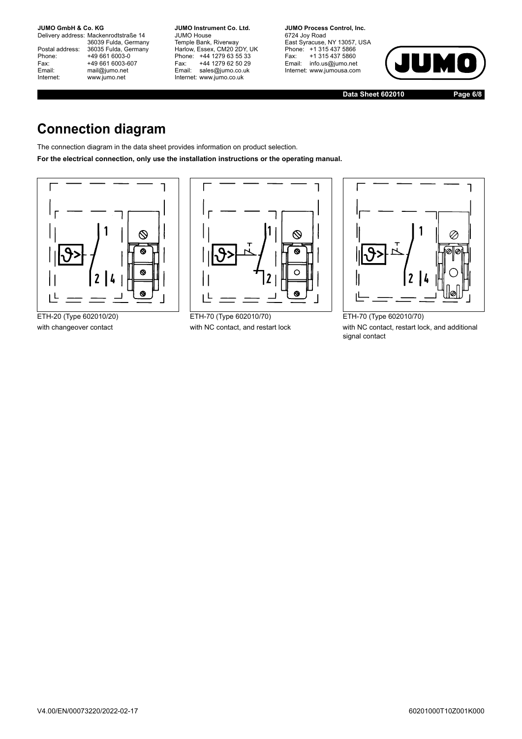# Connection diagram

The connection diagram in the data sheet provides information on product selection.

**For the electrical connection, only use the installation instructions or the operating manual.**

ETH-20 (Type 602010/20)
with changeover contact

ETH-70 (Type 602010/70)
with NC contact, and restart lock

ETH-70 (Type 602010/70)
with NC contact, restart lock, and additional signal contact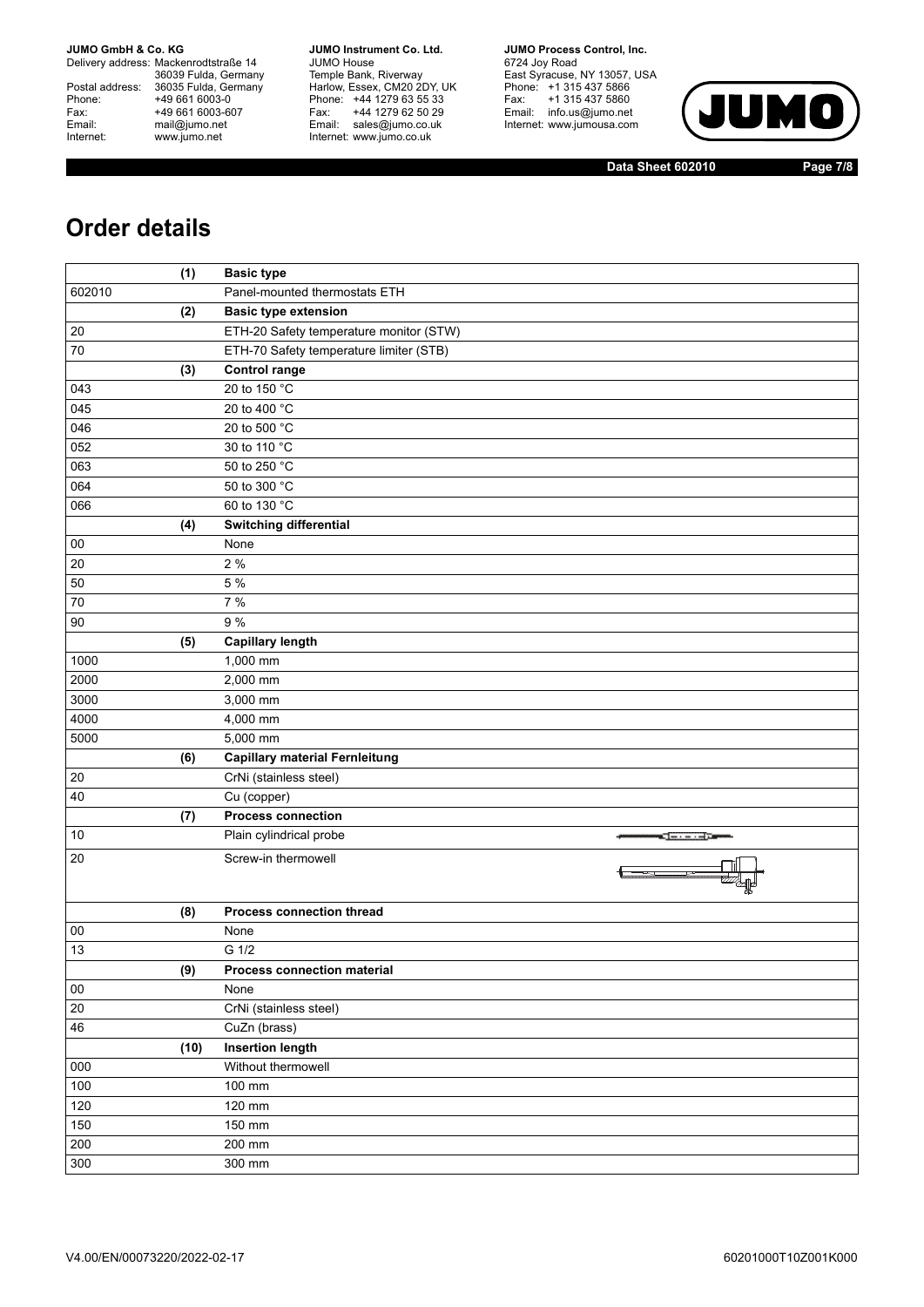# Order details

| | | |
|---|---|---|
| | **(1)** | **Basic type** |
| 602010 | | Panel-mounted thermostats ETH |
| | **(2)** | **Basic type extension** |
| 20 | | ETH-20 Safety temperature monitor (STW) |
| 70 | | ETH-70 Safety temperature limiter (STB) |
| | **(3)** | **Control range** |
| 043 | | 20 to 150 °C |
| 045 | | 20 to 400 °C |
| 046 | | 20 to 500 °C |
| 052 | | 30 to 110 °C |
| 063 | | 50 to 250 °C |
| 064 | | 50 to 300 °C |
| 066 | | 60 to 130 °C |
| | **(4)** | **Switching differential** |
| 00 | | None |
| 20 | | 2 % |
| 50 | | 5 % |
| 70 | | 7 % |
| 90 | | 9 % |
| | **(5)** | **Capillary length** |
| 1000 | | 1,000 mm |
| 2000 | | 2,000 mm |
| 3000 | | 3,000 mm |
| 4000 | | 4,000 mm |
| 5000 | | 5,000 mm |
| | **(6)** | **Capillary material Fernleitung** |
| 20 | | CrNi (stainless steel) |
| 40 | | Cu (copper) |
| | **(7)** | **Process connection** |
| 10 | | Plain cylindrical probe |
| 20 | | Screw-in thermowell |
| | **(8)** | **Process connection thread** |
| 00 | | None |
| 13 | | G 1/2 |
| | **(9)** | **Process connection material** |
| 00 | | None |
| 20 | | CrNi (stainless steel) |
| 46 | | CuZn (brass) |
| | **(10)** | **Insertion length** |
| 000 | | Without thermowell |
| 100 | | 100 mm |
| 120 | | 120 mm |
| 150 | | 150 mm |
| 200 | | 200 mm |
| 300 | | 300 mm |

V4.00/EN/00073220/2022-02-17 60201000T10Z001K000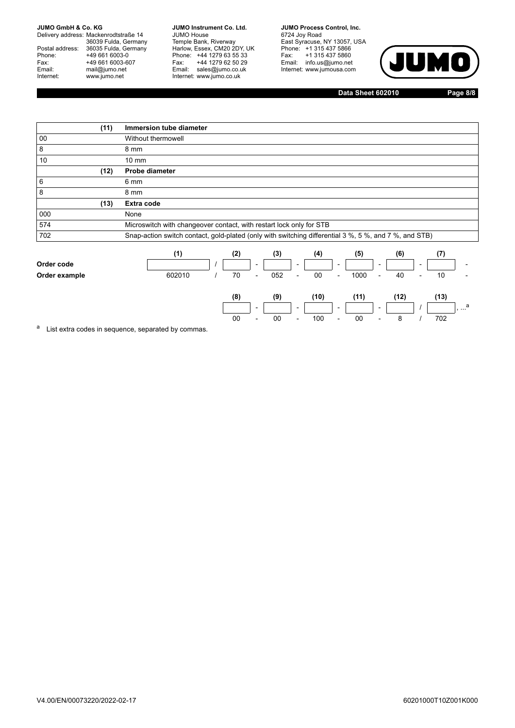| | | |
|---|---|---|
| | **(11)** | **Immersion tube diameter** |
| 00 | | Without thermowell |
| 8 | | 8 mm |
| 10 | | 10 mm |
| | **(12)** | **Probe diameter** |
| 6 | | 6 mm |
| 8 | | 8 mm |
| | **(13)** | **Extra code** |
| 000 | | None |
| 574 | | Microswitch with changeover contact, with restart lock only for STB |
| 702 | | Snap-action switch contact, gold-plated (only with switching differential 3 %, 5 %, and 7 %, and STB) |

| | (1) | | (2) | | (3) | | (4) | | (5) | | (6) | | (7) | |
|---|---|---|---|---|---|---|---|---|---|---|---|---|---|---|
| **Order code** | | / | | - | | - | | - | | - | | - | | - |
| **Order example** | 602010 | / | 70 | - | 052 | - | 00 | - | 1000 | - | 40 | - | 10 | - |

| (8) | | (9) | | (10) | | (11) | | (12) | | (13) | |
|---|---|---|---|---|---|---|---|---|---|---|---|
| | - | | - | | - | | - | | / | | , ...[a] |
| 00 | - | 00 | - | 100 | - | 00 | - | 8 | / | 702 | |

[a] List extra codes in sequence, separated by commas.

V4.00/EN/00073220/2022-02-17

60201000T10Z001K000